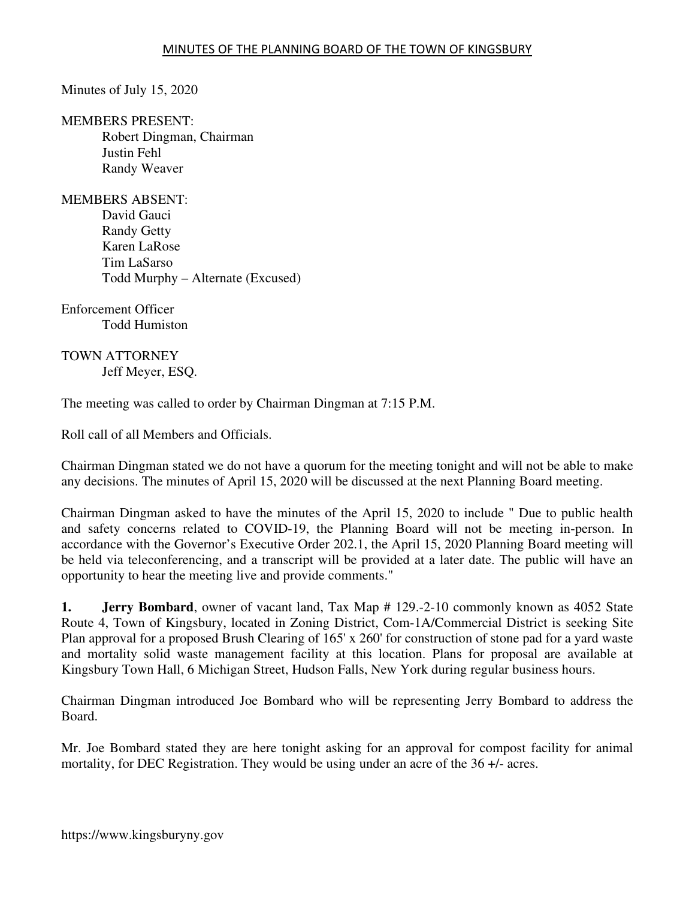# MINUTES OF THE PLANNING BOARD OF THE TOWN OF KINGSBURY

Minutes of July 15, 2020

MEMBERS PRESENT:
- Robert Dingman, Chairman
- Justin Fehl
- Randy Weaver

MEMBERS ABSENT:
- David Gauci
- Randy Getty
- Karen LaRose
- Tim LaSarso
- Todd Murphy – Alternate (Excused)

Enforcement Officer
- Todd Humiston

TOWN ATTORNEY
- Jeff Meyer, ESQ.

The meeting was called to order by Chairman Dingman at 7:15 P.M.

Roll call of all Members and Officials.

Chairman Dingman stated we do not have a quorum for the meeting tonight and will not be able to make any decisions. The minutes of April 15, 2020 will be discussed at the next Planning Board meeting.

Chairman Dingman asked to have the minutes of the April 15, 2020 to include " Due to public health and safety concerns related to COVID-19, the Planning Board will not be meeting in-person. In accordance with the Governor's Executive Order 202.1, the April 15, 2020 Planning Board meeting will be held via teleconferencing, and a transcript will be provided at a later date. The public will have an opportunity to hear the meeting live and provide comments."

**1.** **Jerry Bombard**, owner of vacant land, Tax Map # 129.-2-10 commonly known as 4052 State Route 4, Town of Kingsbury, located in Zoning District, Com-1A/Commercial District is seeking Site Plan approval for a proposed Brush Clearing of 165' x 260' for construction of stone pad for a yard waste and mortality solid waste management facility at this location. Plans for proposal are available at Kingsbury Town Hall, 6 Michigan Street, Hudson Falls, New York during regular business hours.

Chairman Dingman introduced Joe Bombard who will be representing Jerry Bombard to address the Board.

Mr. Joe Bombard stated they are here tonight asking for an approval for compost facility for animal mortality, for DEC Registration. They would be using under an acre of the 36 +/- acres.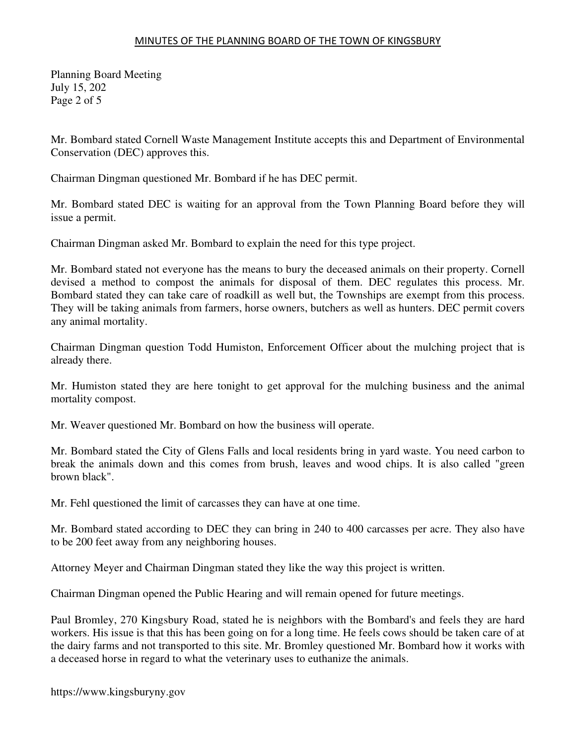Mr. Bombard stated Cornell Waste Management Institute accepts this and Department of Environmental Conservation (DEC) approves this.

Chairman Dingman questioned Mr. Bombard if he has DEC permit.

Mr. Bombard stated DEC is waiting for an approval from the Town Planning Board before they will issue a permit.

Chairman Dingman asked Mr. Bombard to explain the need for this type project.

Mr. Bombard stated not everyone has the means to bury the deceased animals on their property. Cornell devised a method to compost the animals for disposal of them. DEC regulates this process. Mr. Bombard stated they can take care of roadkill as well but, the Townships are exempt from this process. They will be taking animals from farmers, horse owners, butchers as well as hunters. DEC permit covers any animal mortality.

Chairman Dingman question Todd Humiston, Enforcement Officer about the mulching project that is already there.

Mr. Humiston stated they are here tonight to get approval for the mulching business and the animal mortality compost.

Mr. Weaver questioned Mr. Bombard on how the business will operate.

Mr. Bombard stated the City of Glens Falls and local residents bring in yard waste. You need carbon to break the animals down and this comes from brush, leaves and wood chips. It is also called "green brown black".

Mr. Fehl questioned the limit of carcasses they can have at one time.

Mr. Bombard stated according to DEC they can bring in 240 to 400 carcasses per acre. They also have to be 200 feet away from any neighboring houses.

Attorney Meyer and Chairman Dingman stated they like the way this project is written.

Chairman Dingman opened the Public Hearing and will remain opened for future meetings.

Paul Bromley, 270 Kingsbury Road, stated he is neighbors with the Bombard's and feels they are hard workers. His issue is that this has been going on for a long time. He feels cows should be taken care of at the dairy farms and not transported to this site. Mr. Bromley questioned Mr. Bombard how it works with a deceased horse in regard to what the veterinary uses to euthanize the animals.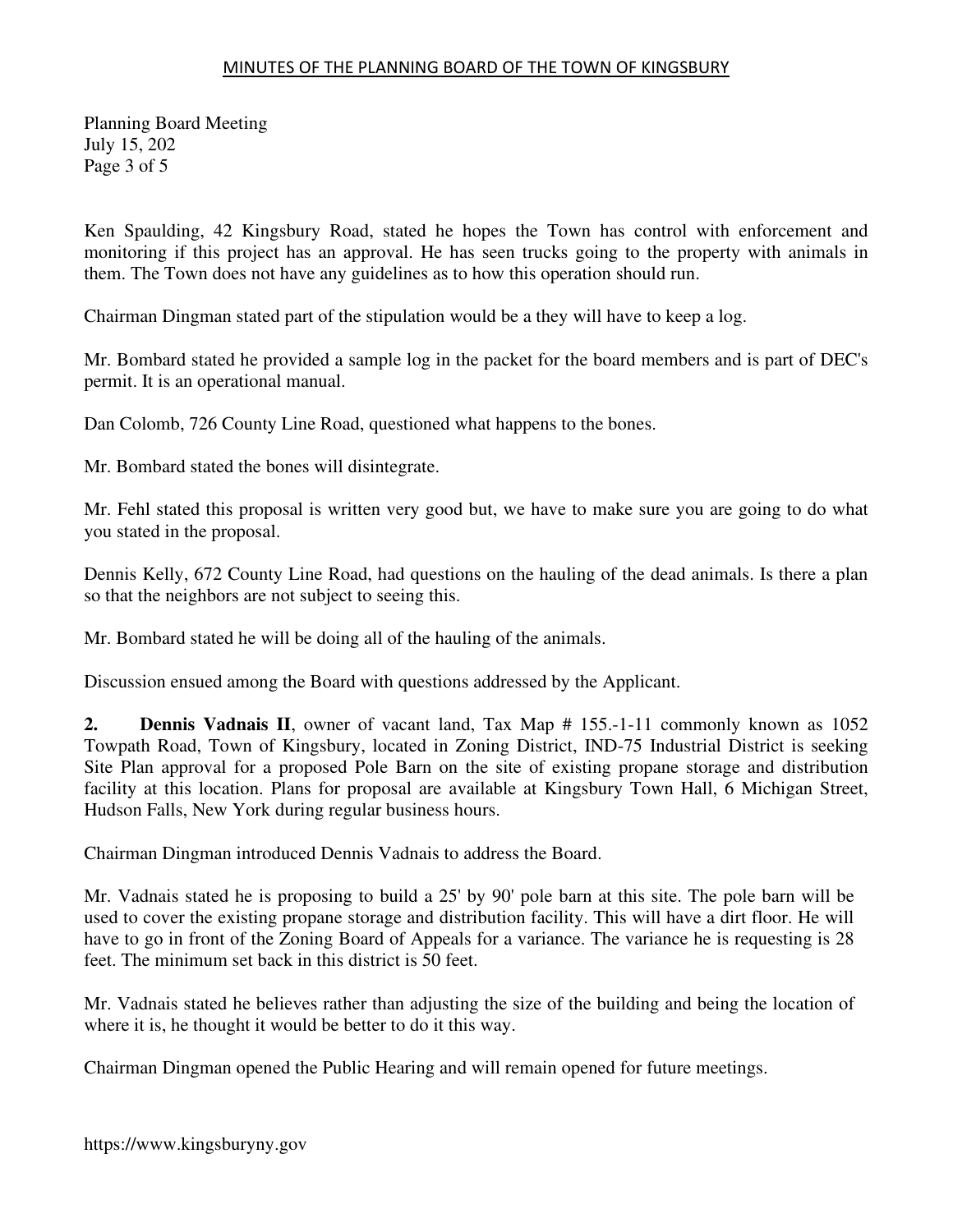Ken Spaulding, 42 Kingsbury Road, stated he hopes the Town has control with enforcement and monitoring if this project has an approval. He has seen trucks going to the property with animals in them. The Town does not have any guidelines as to how this operation should run.

Chairman Dingman stated part of the stipulation would be a they will have to keep a log.

Mr. Bombard stated he provided a sample log in the packet for the board members and is part of DEC's permit. It is an operational manual.

Dan Colomb, 726 County Line Road, questioned what happens to the bones.

Mr. Bombard stated the bones will disintegrate.

Mr. Fehl stated this proposal is written very good but, we have to make sure you are going to do what you stated in the proposal.

Dennis Kelly, 672 County Line Road, had questions on the hauling of the dead animals. Is there a plan so that the neighbors are not subject to seeing this.

Mr. Bombard stated he will be doing all of the hauling of the animals.

Discussion ensued among the Board with questions addressed by the Applicant.

**2.** **Dennis Vadnais II**, owner of vacant land, Tax Map # 155.-1-11 commonly known as 1052 Towpath Road, Town of Kingsbury, located in Zoning District, IND-75 Industrial District is seeking Site Plan approval for a proposed Pole Barn on the site of existing propane storage and distribution facility at this location. Plans for proposal are available at Kingsbury Town Hall, 6 Michigan Street, Hudson Falls, New York during regular business hours.

Chairman Dingman introduced Dennis Vadnais to address the Board.

Mr. Vadnais stated he is proposing to build a 25' by 90' pole barn at this site. The pole barn will be used to cover the existing propane storage and distribution facility. This will have a dirt floor. He will have to go in front of the Zoning Board of Appeals for a variance. The variance he is requesting is 28 feet. The minimum set back in this district is 50 feet.

Mr. Vadnais stated he believes rather than adjusting the size of the building and being the location of where it is, he thought it would be better to do it this way.

Chairman Dingman opened the Public Hearing and will remain opened for future meetings.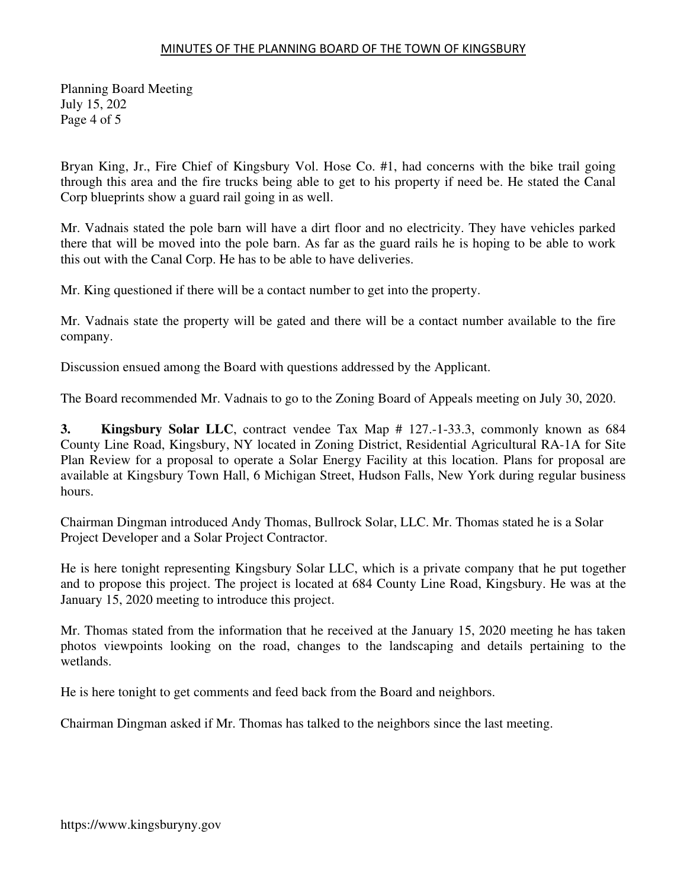Bryan King, Jr., Fire Chief of Kingsbury Vol. Hose Co. #1, had concerns with the bike trail going through this area and the fire trucks being able to get to his property if need be. He stated the Canal Corp blueprints show a guard rail going in as well.

Mr. Vadnais stated the pole barn will have a dirt floor and no electricity. They have vehicles parked there that will be moved into the pole barn. As far as the guard rails he is hoping to be able to work this out with the Canal Corp. He has to be able to have deliveries.

Mr. King questioned if there will be a contact number to get into the property.

Mr. Vadnais state the property will be gated and there will be a contact number available to the fire company.

Discussion ensued among the Board with questions addressed by the Applicant.

The Board recommended Mr. Vadnais to go to the Zoning Board of Appeals meeting on July 30, 2020.

**3. Kingsbury Solar LLC**, contract vendee Tax Map # 127.-1-33.3, commonly known as 684 County Line Road, Kingsbury, NY located in Zoning District, Residential Agricultural RA-1A for Site Plan Review for a proposal to operate a Solar Energy Facility at this location. Plans for proposal are available at Kingsbury Town Hall, 6 Michigan Street, Hudson Falls, New York during regular business hours.

Chairman Dingman introduced Andy Thomas, Bullrock Solar, LLC. Mr. Thomas stated he is a Solar Project Developer and a Solar Project Contractor.

He is here tonight representing Kingsbury Solar LLC, which is a private company that he put together and to propose this project. The project is located at 684 County Line Road, Kingsbury. He was at the January 15, 2020 meeting to introduce this project.

Mr. Thomas stated from the information that he received at the January 15, 2020 meeting he has taken photos viewpoints looking on the road, changes to the landscaping and details pertaining to the wetlands.

He is here tonight to get comments and feed back from the Board and neighbors.

Chairman Dingman asked if Mr. Thomas has talked to the neighbors since the last meeting.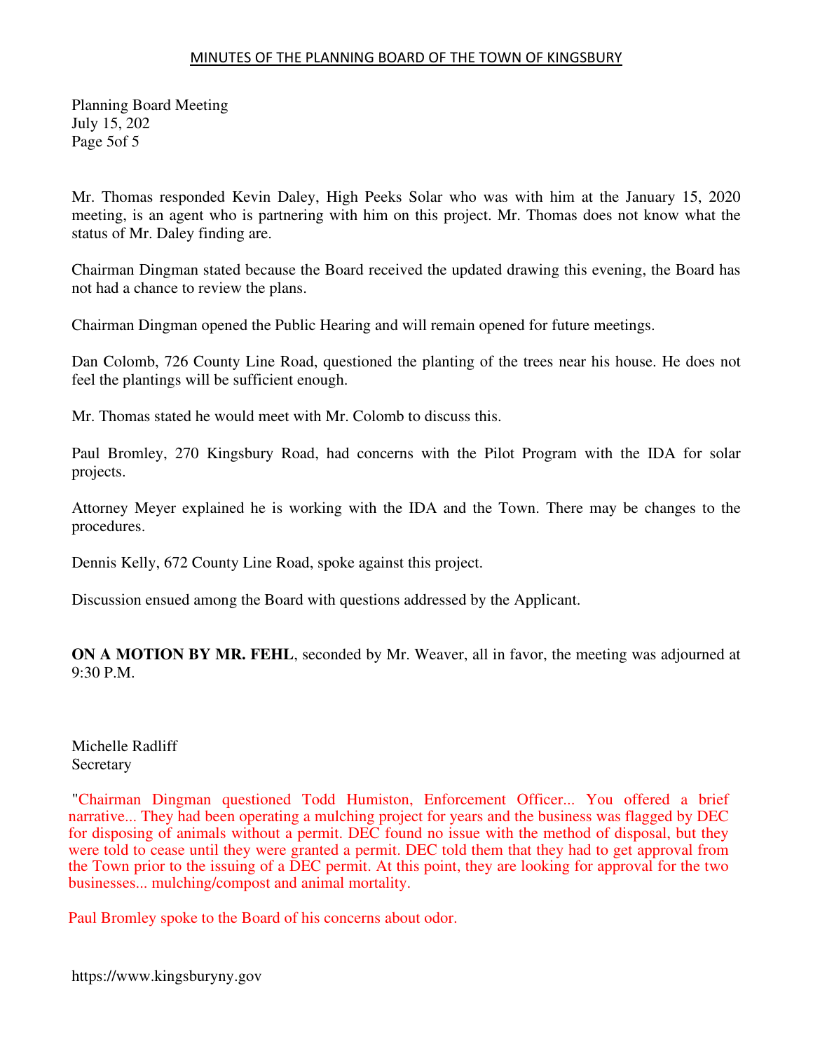Mr. Thomas responded Kevin Daley, High Peeks Solar who was with him at the January 15, 2020 meeting, is an agent who is partnering with him on this project. Mr. Thomas does not know what the status of Mr. Daley finding are.

Chairman Dingman stated because the Board received the updated drawing this evening, the Board has not had a chance to review the plans.

Chairman Dingman opened the Public Hearing and will remain opened for future meetings.

Dan Colomb, 726 County Line Road, questioned the planting of the trees near his house. He does not feel the plantings will be sufficient enough.

Mr. Thomas stated he would meet with Mr. Colomb to discuss this.

Paul Bromley, 270 Kingsbury Road, had concerns with the Pilot Program with the IDA for solar projects.

Attorney Meyer explained he is working with the IDA and the Town. There may be changes to the procedures.

Dennis Kelly, 672 County Line Road, spoke against this project.

Discussion ensued among the Board with questions addressed by the Applicant.

**ON A MOTION BY MR. FEHL**, seconded by Mr. Weaver, all in favor, the meeting was adjourned at 9:30 P.M.

Michelle Radliff
Secretary

"Chairman Dingman questioned Todd Humiston, Enforcement Officer... You offered a brief narrative... They had been operating a mulching project for years and the business was flagged by DEC for disposing of animals without a permit. DEC found no issue with the method of disposal, but they were told to cease until they were granted a permit. DEC told them that they had to get approval from the Town prior to the issuing of a DEC permit. At this point, they are looking for approval for the two businesses... mulching/compost and animal mortality.

Paul Bromley spoke to the Board of his concerns about odor.

https://www.kingsburyny.gov